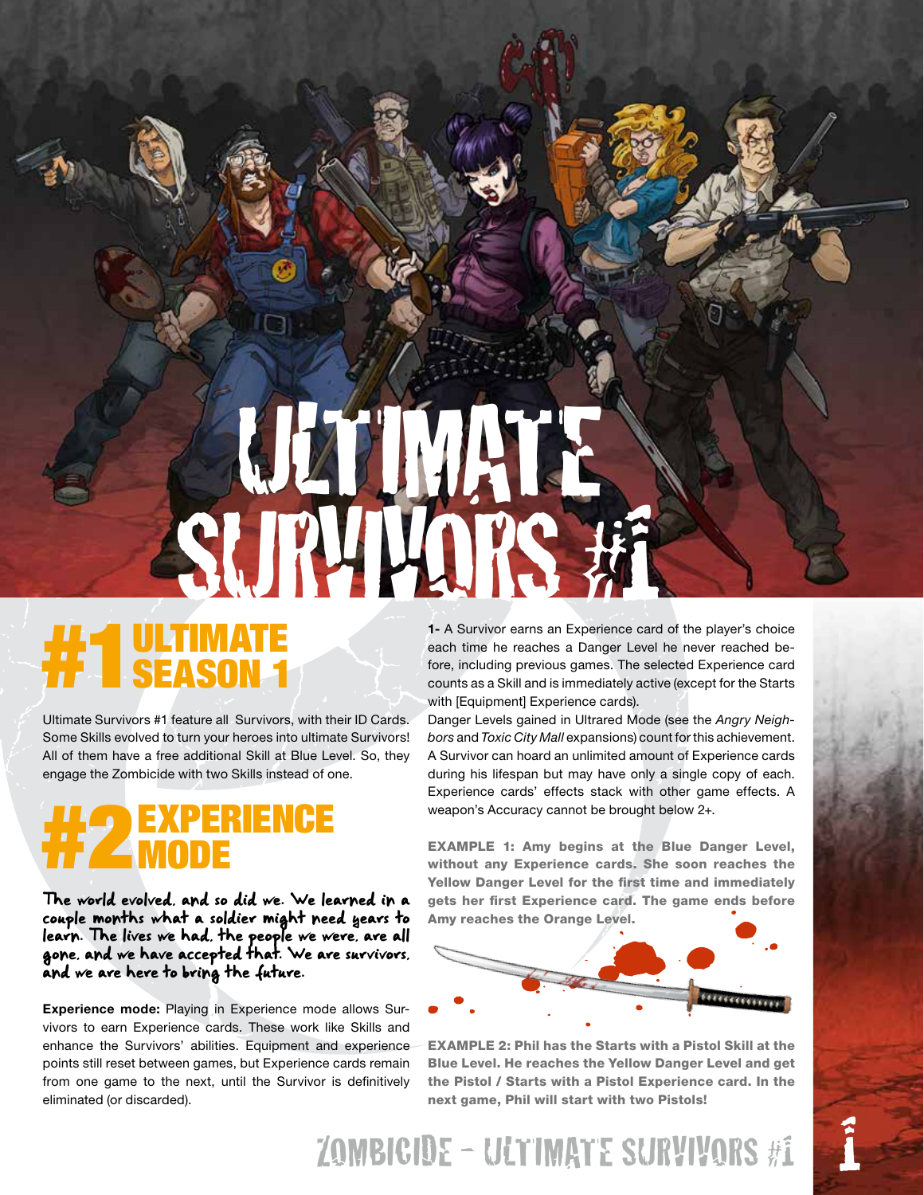# ULTIMATE SURVIVORS #1

## #1 ULTIMATE SEASON 1

Ultimate Survivors #1 feature all Survivors, with their ID Cards. Some Skills evolved to turn your heroes into ultimate Survivors! All of them have a free additional Skill at Blue Level. So, they engage the Zombicide with two Skills instead of one.

## #2 EXPERIENCE MODE

*The world evolved, and so did we. We learned in a couple months what a soldier might need years to learn. The lives we had, the people we were, are all gone, and we have accepted that. We are survivors, and we are here to bring the future.*

**Experience mode:** Playing in Experience mode allows Survivors to earn Experience cards. These work like Skills and enhance the Survivors' abilities. Equipment and experience points still reset between games, but Experience cards remain from one game to the next, until the Survivor is definitively eliminated (or discarded).

**1-** A Survivor earns an Experience card of the player's choice each time he reaches a Danger Level he never reached before, including previous games. The selected Experience card counts as a Skill and is immediately active (except for the Starts with [Equipment] Experience cards).

Danger Levels gained in Ultrared Mode (see the *Angry Neighbors* and *Toxic City Mall* expansions) count for this achievement. A Survivor can hoard an unlimited amount of Experience cards during his lifespan but may have only a single copy of each. Experience cards' effects stack with other game effects. A weapon's Accuracy cannot be brought below 2+.

**EXAMPLE 1: Amy begins at the Blue Danger Level, without any Experience cards. She soon reaches the Yellow Danger Level for the first time and immediately gets her first Experience card. The game ends before Amy reaches the Orange Level.**

**EXAMPLE 2: Phil has the Starts with a Pistol Skill at the Blue Level. He reaches the Yellow Danger Level and get the Pistol / Starts with a Pistol Experience card. In the next game, Phil will start with two Pistols!**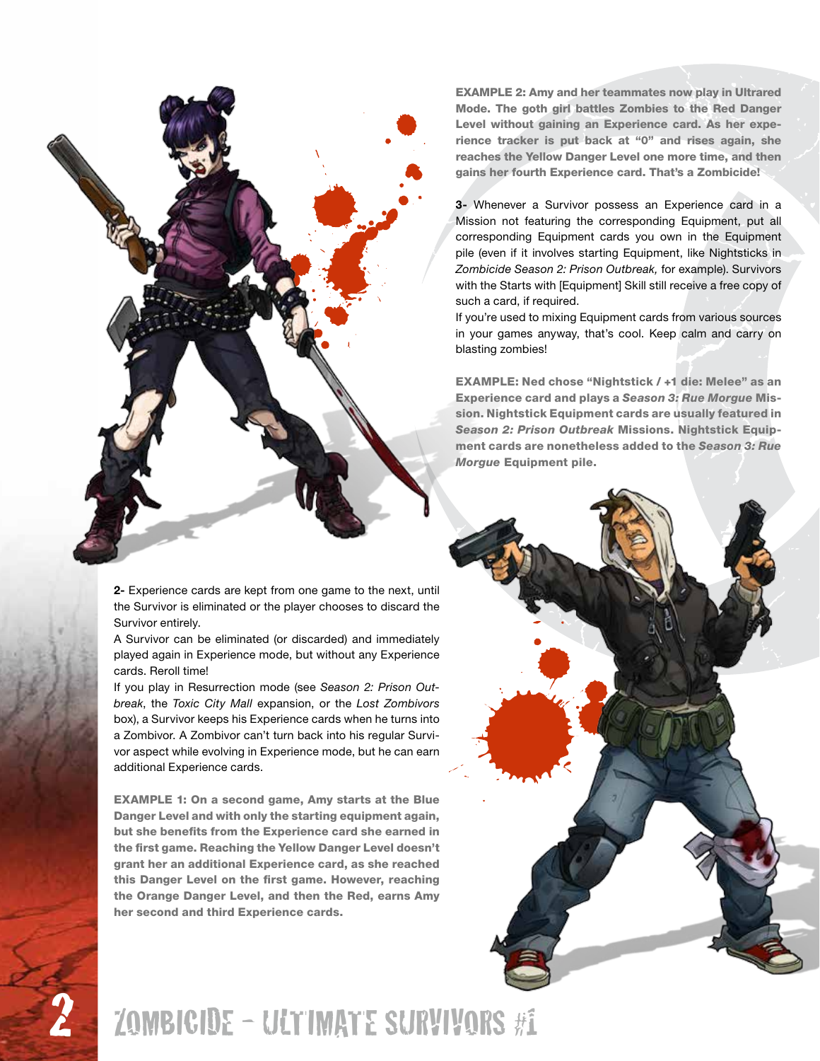**2-** Experience cards are kept from one game to the next, until the Survivor is eliminated or the player chooses to discard the Survivor entirely.

A Survivor can be eliminated (or discarded) and immediately played again in Experience mode, but without any Experience cards. Reroll time!

If you play in Resurrection mode (see *Season 2: Prison Outbreak*, the *Toxic City Mall* expansion, or the *Lost Zombivors* box), a Survivor keeps his Experience cards when he turns into a Zombivor. A Zombivor can't turn back into his regular Survivor aspect while evolving in Experience mode, but he can earn additional Experience cards.

**EXAMPLE 1: On a second game, Amy starts at the Blue Danger Level and with only the starting equipment again, but she benefits from the Experience card she earned in the first game. Reaching the Yellow Danger Level doesn't grant her an additional Experience card, as she reached this Danger Level on the first game. However, reaching the Orange Danger Level, and then the Red, earns Amy her second and third Experience cards.**

**EXAMPLE 2: Amy and her teammates now play in Ultrared Mode. The goth girl battles Zombies to the Red Danger Level without gaining an Experience card. As her experience tracker is put back at "0" and rises again, she reaches the Yellow Danger Level one more time, and then gains her fourth Experience card. That's a Zombicide!**

**3-** Whenever a Survivor possess an Experience card in a Mission not featuring the corresponding Equipment, put all corresponding Equipment cards you own in the Equipment pile (even if it involves starting Equipment, like Nightsticks in *Zombicide Season 2: Prison Outbreak,* for example). Survivors with the Starts with [Equipment] Skill still receive a free copy of such a card, if required.

If you're used to mixing Equipment cards from various sources in your games anyway, that's cool. Keep calm and carry on blasting zombies!

**EXAMPLE: Ned chose "Nightstick / +1 die: Melee" as an Experience card and plays a *Season 3: Rue Morgue* Mission. Nightstick Equipment cards are usually featured in *Season 2: Prison Outbreak* Missions. Nightstick Equipment cards are nonetheless added to the *Season 3: Rue Morgue* Equipment pile.**